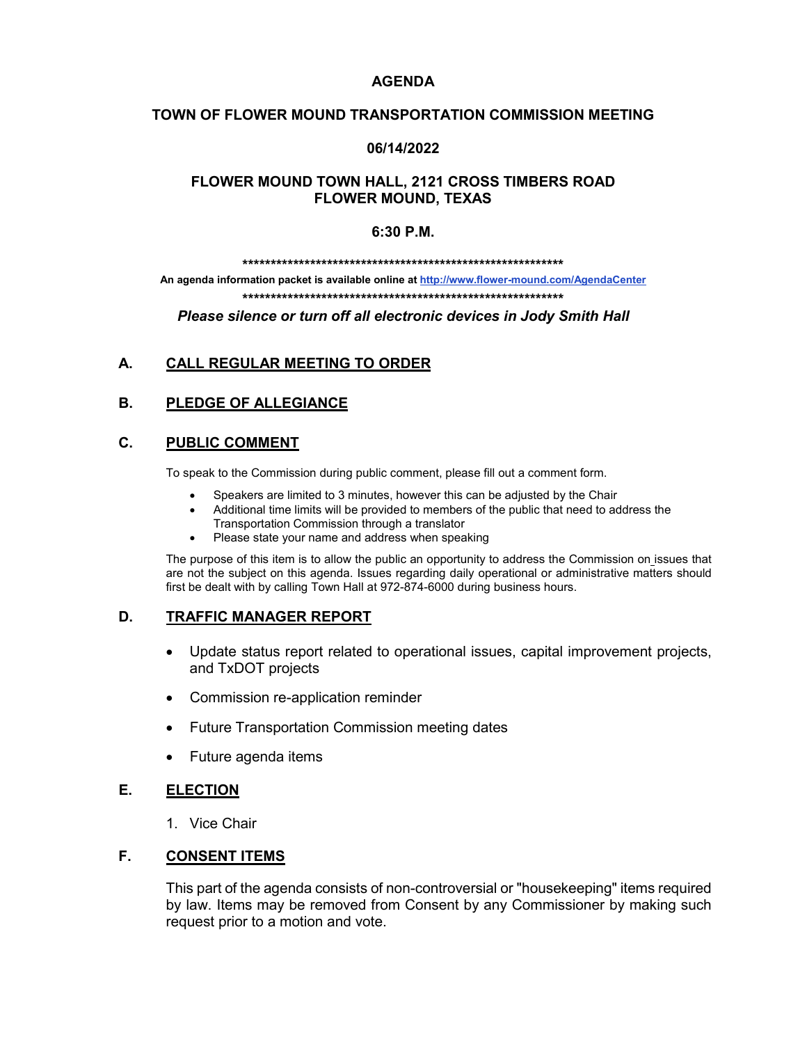# AGENDA

## TOWN OF FLOWER MOUND TRANSPORTATION COMMISSION MEETING

## 06/14/2022

## FLOWER MOUND TOWN HALL, 2121 CROSS TIMBERS ROAD FLOWER MOUND, TEXAS

## 6:30 P.M.

**************************************************************

**An agenda information packet is available online at [http://www.flower-mound.com/AgendaCenter](http://www.flower-mound.com/AgendaCenter)**

**************************************************************

***Please silence or turn off all electronic devices in Jody Smith Hall***

## A. CALL REGULAR MEETING TO ORDER

## B. PLEDGE OF ALLEGIANCE

## C. PUBLIC COMMENT

To speak to the Commission during public comment, please fill out a comment form.

- Speakers are limited to 3 minutes, however this can be adjusted by the Chair
- Additional time limits will be provided to members of the public that need to address the Transportation Commission through a translator
- Please state your name and address when speaking

The purpose of this item is to allow the public an opportunity to address the Commission on issues that are not the subject on this agenda. Issues regarding daily operational or administrative matters should first be dealt with by calling Town Hall at 972-874-6000 during business hours.

## D. TRAFFIC MANAGER REPORT

- Update status report related to operational issues, capital improvement projects, and TxDOT projects
- Commission re-application reminder
- Future Transportation Commission meeting dates
- Future agenda items

## E. ELECTION

1. Vice Chair

## F. CONSENT ITEMS

This part of the agenda consists of non-controversial or "housekeeping" items required by law. Items may be removed from Consent by any Commissioner by making such request prior to a motion and vote.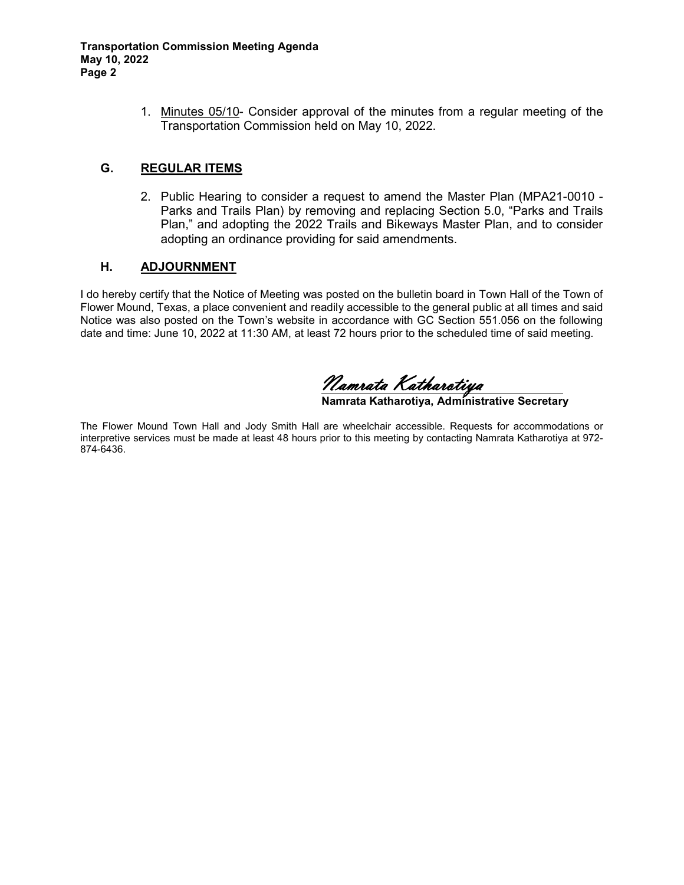1. Minutes 05/10- Consider approval of the minutes from a regular meeting of the Transportation Commission held on May 10, 2022.

## G. REGULAR ITEMS

2. Public Hearing to consider a request to amend the Master Plan (MPA21-0010 - Parks and Trails Plan) by removing and replacing Section 5.0, "Parks and Trails Plan," and adopting the 2022 Trails and Bikeways Master Plan, and to consider adopting an ordinance providing for said amendments.

## H. ADJOURNMENT

I do hereby certify that the Notice of Meeting was posted on the bulletin board in Town Hall of the Town of Flower Mound, Texas, a place convenient and readily accessible to the general public at all times and said Notice was also posted on the Town's website in accordance with GC Section 551.056 on the following date and time: June 10, 2022 at 11:30 AM, at least 72 hours prior to the scheduled time of said meeting.

*Namrata Katharotiya*

**Namrata Katharotiya, Administrative Secretary**

The Flower Mound Town Hall and Jody Smith Hall are wheelchair accessible. Requests for accommodations or interpretive services must be made at least 48 hours prior to this meeting by contacting Namrata Katharotiya at 972-874-6436.